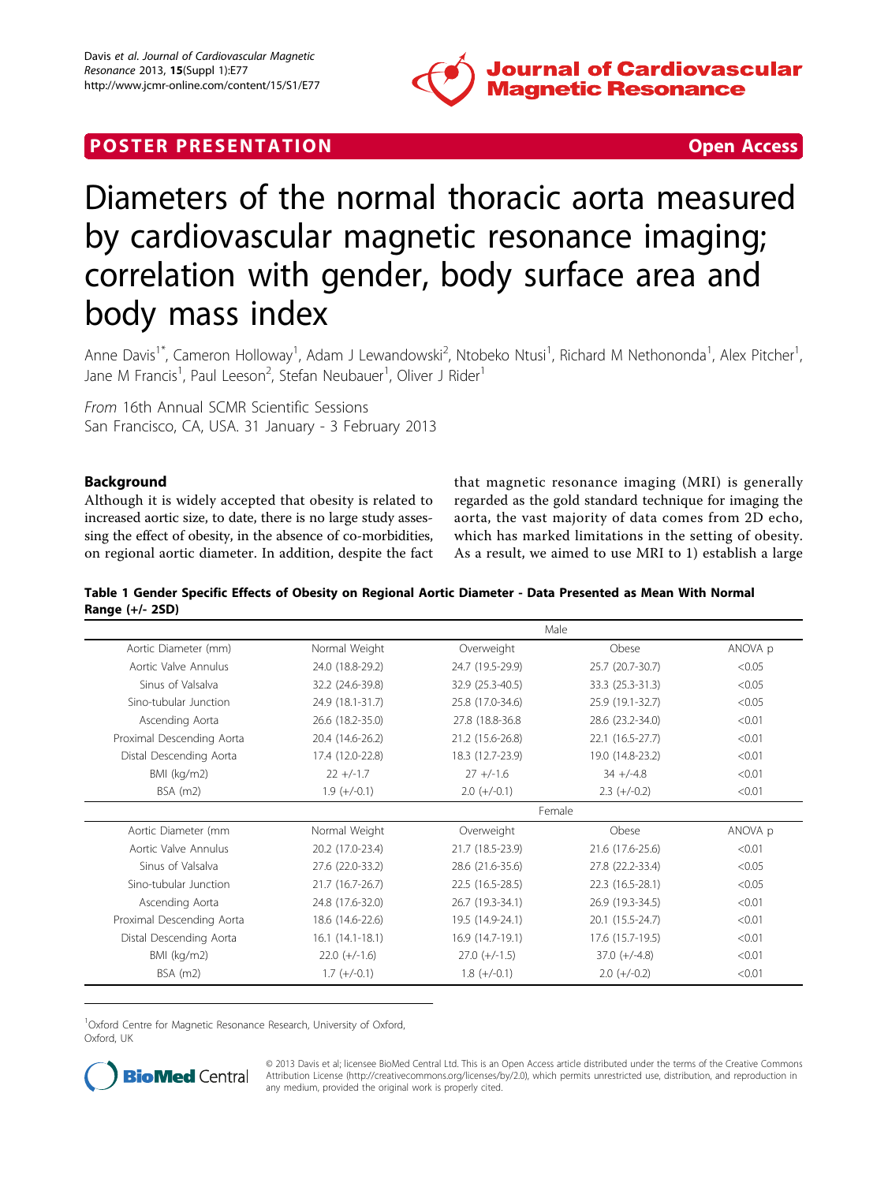POSTER PRESENTATION Open Access

# Diameters of the normal thoracic aorta measured by cardiovascular magnetic resonance imaging; correlation with gender, body surface area and body mass index

Anne Davis[1*], Cameron Holloway[1], Adam J Lewandowski[2], Ntobeko Ntusi[1], Richard M Nethononda[1], Alex Pitcher[1], Jane M Francis[1], Paul Leeson[2], Stefan Neubauer[1], Oliver J Rider[1]

*From* 16th Annual SCMR Scientific Sessions
San Francisco, CA, USA. 31 January - 3 February 2013

## Background

Although it is widely accepted that obesity is related to increased aortic size, to date, there is no large study assessing the effect of obesity, in the absence of co-morbidities, on regional aortic diameter. In addition, despite the fact that magnetic resonance imaging (MRI) is generally regarded as the gold standard technique for imaging the aorta, the vast majority of data comes from 2D echo, which has marked limitations in the setting of obesity. As a result, we aimed to use MRI to 1) establish a large

**Table 1 Gender Specific Effects of Obesity on Regional Aortic Diameter - Data Presented as Mean With Normal Range (+/- 2SD)**

| | Male | | | |
|---|---|---|---|---|
| Aortic Diameter (mm) | Normal Weight | Overweight | Obese | ANOVA p |
| Aortic Valve Annulus | 24.0 (18.8-29.2) | 24.7 (19.5-29.9) | 25.7 (20.7-30.7) | <0.05 |
| Sinus of Valsalva | 32.2 (24.6-39.8) | 32.9 (25.3-40.5) | 33.3 (25.3-31.3) | <0.05 |
| Sino-tubular Junction | 24.9 (18.1-31.7) | 25.8 (17.0-34.6) | 25.9 (19.1-32.7) | <0.05 |
| Ascending Aorta | 26.6 (18.2-35.0) | 27.8 (18.8-36.8 | 28.6 (23.2-34.0) | <0.01 |
| Proximal Descending Aorta | 20.4 (14.6-26.2) | 21.2 (15.6-26.8) | 22.1 (16.5-27.7) | <0.01 |
| Distal Descending Aorta | 17.4 (12.0-22.8) | 18.3 (12.7-23.9) | 19.0 (14.8-23.2) | <0.01 |
| BMI (kg/m2) | 22 +/-1.7 | 27 +/-1.6 | 34 +/-4.8 | <0.01 |
| BSA (m2) | 1.9 (+/-0.1) | 2.0 (+/-0.1) | 2.3 (+/-0.2) | <0.01 |
| | Female | | | |
| Aortic Diameter (mm | Normal Weight | Overweight | Obese | ANOVA p |
| Aortic Valve Annulus | 20.2 (17.0-23.4) | 21.7 (18.5-23.9) | 21.6 (17.6-25.6) | <0.01 |
| Sinus of Valsalva | 27.6 (22.0-33.2) | 28.6 (21.6-35.6) | 27.8 (22.2-33.4) | <0.05 |
| Sino-tubular Junction | 21.7 (16.7-26.7) | 22.5 (16.5-28.5) | 22.3 (16.5-28.1) | <0.05 |
| Ascending Aorta | 24.8 (17.6-32.0) | 26.7 (19.3-34.1) | 26.9 (19.3-34.5) | <0.01 |
| Proximal Descending Aorta | 18.6 (14.6-22.6) | 19.5 (14.9-24.1) | 20.1 (15.5-24.7) | <0.01 |
| Distal Descending Aorta | 16.1 (14.1-18.1) | 16.9 (14.7-19.1) | 17.6 (15.7-19.5) | <0.01 |
| BMI (kg/m2) | 22.0 (+/-1.6) | 27.0 (+/-1.5) | 37.0 (+/-4.8) | <0.01 |
| BSA (m2) | 1.7 (+/-0.1) | 1.8 (+/-0.1) | 2.0 (+/-0.2) | <0.01 |

[1]Oxford Centre for Magnetic Resonance Research, University of Oxford, Oxford, UK

© 2013 Davis et al; licensee BioMed Central Ltd. This is an Open Access article distributed under the terms of the Creative Commons Attribution License (http://creativecommons.org/licenses/by/2.0), which permits unrestricted use, distribution, and reproduction in any medium, provided the original work is properly cited.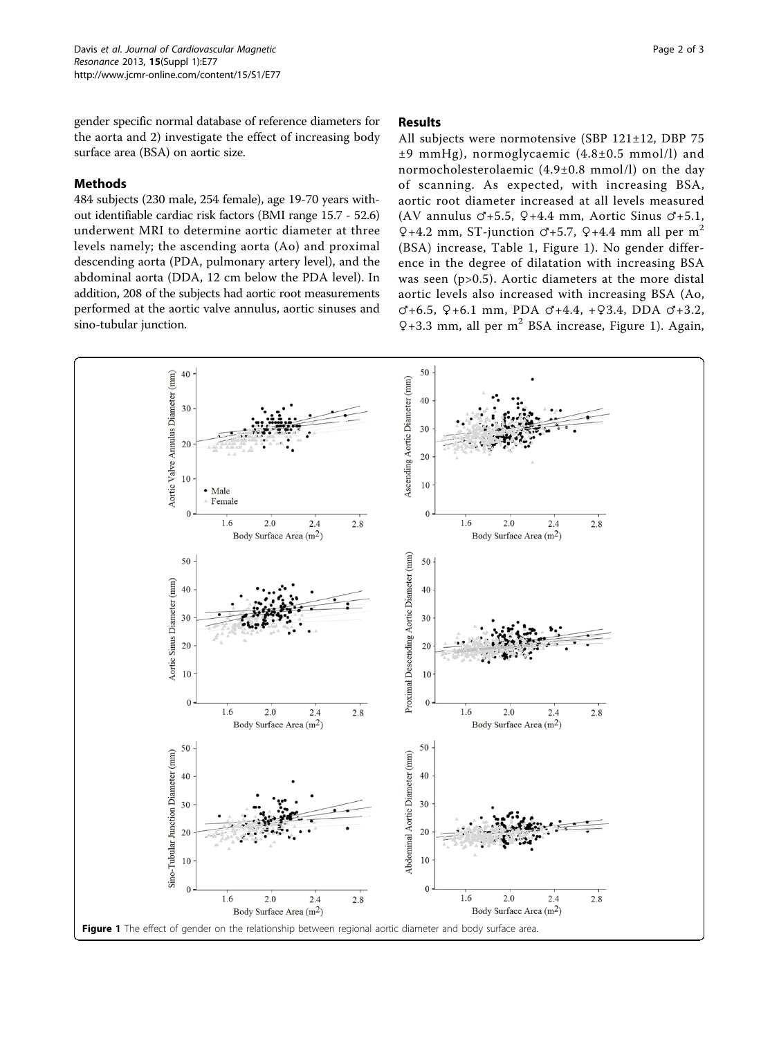gender specific normal database of reference diameters for the aorta and 2) investigate the effect of increasing body surface area (BSA) on aortic size.

## Methods

484 subjects (230 male, 254 female), age 19-70 years without identifiable cardiac risk factors (BMI range 15.7 - 52.6) underwent MRI to determine aortic diameter at three levels namely; the ascending aorta (Ao) and proximal descending aorta (PDA, pulmonary artery level), and the abdominal aorta (DDA, 12 cm below the PDA level). In addition, 208 of the subjects had aortic root measurements performed at the aortic valve annulus, aortic sinuses and sino-tubular junction.

## Results

All subjects were normotensive (SBP 121±12, DBP 75 ±9 mmHg), normoglycaemic (4.8±0.5 mmol/l) and normocholesterolaemic (4.9±0.8 mmol/l) on the day of scanning. As expected, with increasing BSA, aortic root diameter increased at all levels measured (AV annulus ♂+5.5, ♀+4.4 mm, Aortic Sinus ♂+5.1, ♀+4.2 mm, ST-junction ♂+5.7, ♀+4.4 mm all per $m^2$ (BSA) increase, Table 1, Figure 1). No gender difference in the degree of dilatation with increasing BSA was seen (p>0.5). Aortic diameters at the more distal aortic levels also increased with increasing BSA (Ao, ♂+6.5, ♀+6.1 mm, PDA ♂+4.4, +♀3.4, DDA ♂+3.2, ♀+3.3 mm, all per $m^2$ BSA increase, Figure 1). Again,

**Figure 1** The effect of gender on the relationship between regional aortic diameter and body surface area.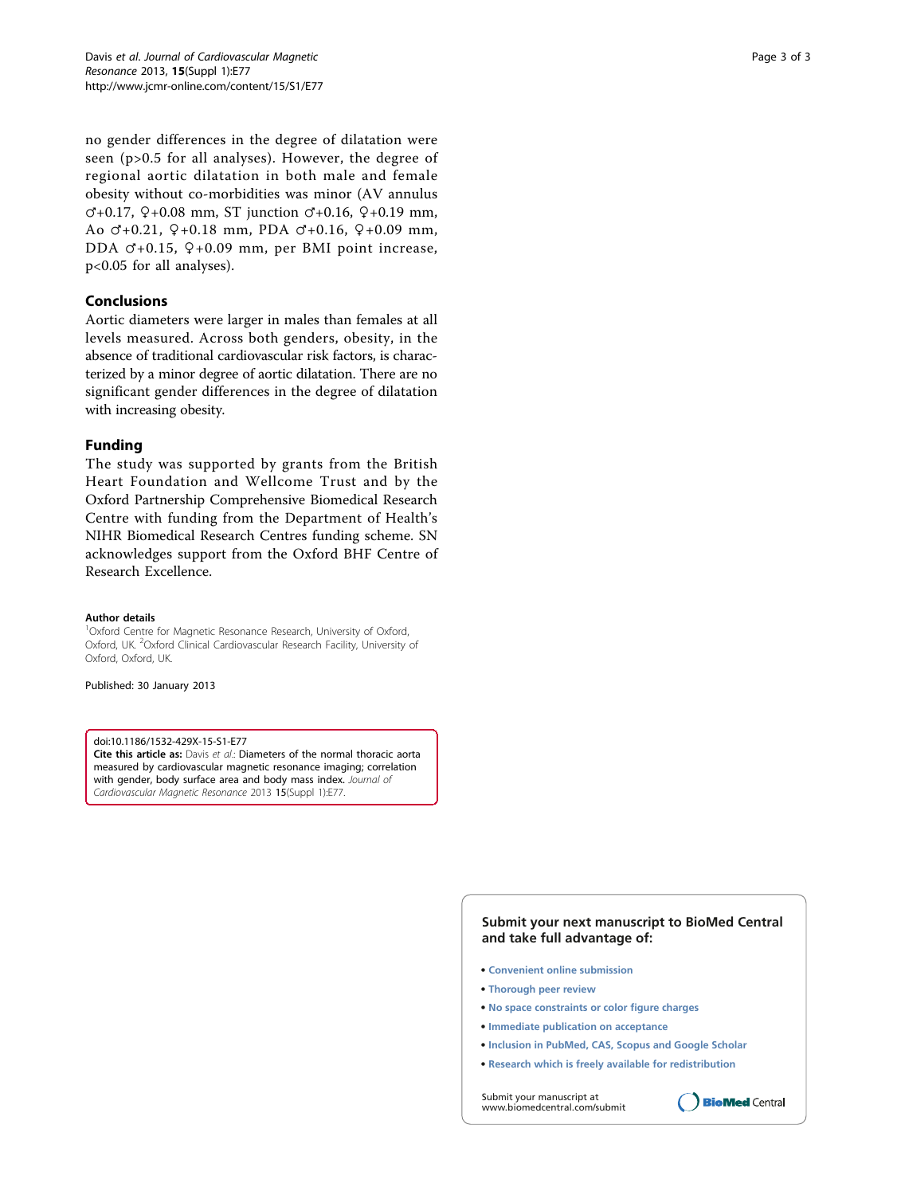no gender differences in the degree of dilatation were seen ($p>0.5$ for all analyses). However, the degree of regional aortic dilatation in both male and female obesity without co-morbidities was minor (AV annulus ♂+0.17, ♀+0.08 mm, ST junction ♂+0.16, ♀+0.19 mm, Ao ♂+0.21, ♀+0.18 mm, PDA ♂+0.16, ♀+0.09 mm, DDA ♂+0.15, ♀+0.09 mm, per BMI point increase, $p<0.05$ for all analyses).

## Conclusions

Aortic diameters were larger in males than females at all levels measured. Across both genders, obesity, in the absence of traditional cardiovascular risk factors, is characterized by a minor degree of aortic dilatation. There are no significant gender differences in the degree of dilatation with increasing obesity.

## Funding

The study was supported by grants from the British Heart Foundation and Wellcome Trust and by the Oxford Partnership Comprehensive Biomedical Research Centre with funding from the Department of Health's NIHR Biomedical Research Centres funding scheme. SN acknowledges support from the Oxford BHF Centre of Research Excellence.

### Author details

[1]Oxford Centre for Magnetic Resonance Research, University of Oxford, Oxford, UK. [2]Oxford Clinical Cardiovascular Research Facility, University of Oxford, Oxford, UK.

Published: 30 January 2013

doi:10.1186/1532-429X-15-S1-E77
**Cite this article as:** Davis *et al.*: Diameters of the normal thoracic aorta measured by cardiovascular magnetic resonance imaging; correlation with gender, body surface area and body mass index. *Journal of Cardiovascular Magnetic Resonance* 2013 **15**(Suppl 1):E77.

**Submit your next manuscript to BioMed Central and take full advantage of:**

- Convenient online submission
- Thorough peer review
- No space constraints or color figure charges
- Immediate publication on acceptance
- Inclusion in PubMed, CAS, Scopus and Google Scholar
- Research which is freely available for redistribution

Submit your manuscript at
www.biomedcentral.com/submit

BioMed Central